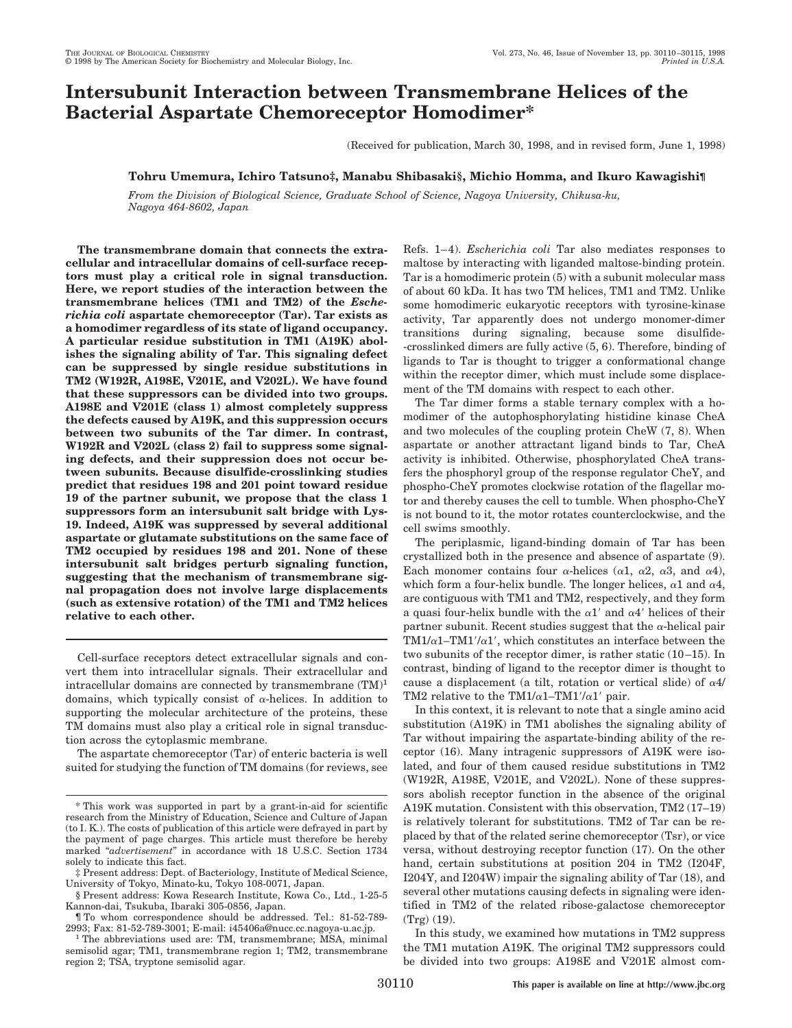# Intersubunit Interaction between Transmembrane Helices of the Bacterial Aspartate Chemoreceptor Homodimer*

(Received for publication, March 30, 1998, and in revised form, June 1, 1998)

**Tohru Umemura, Ichiro Tatsuno‡, Manabu Shibasaki§, Michio Homma, and Ikuro Kawagishi¶**

*From the Division of Biological Science, Graduate School of Science, Nagoya University, Chikusa-ku, Nagoya 464-8602, Japan*

**The transmembrane domain that connects the extracellular and intracellular domains of cell-surface receptors must play a critical role in signal transduction. Here, we report studies of the interaction between the transmembrane helices (TM1 and TM2) of the *Escherichia coli* aspartate chemoreceptor (Tar). Tar exists as a homodimer regardless of its state of ligand occupancy. A particular residue substitution in TM1 (A19K) abolishes the signaling ability of Tar. This signaling defect can be suppressed by single residue substitutions in TM2 (W192R, A198E, V201E, and V202L). We have found that these suppressors can be divided into two groups. A198E and V201E (class 1) almost completely suppress the defects caused by A19K, and this suppression occurs between two subunits of the Tar dimer. In contrast, W192R and V202L (class 2) fail to suppress some signaling defects, and their suppression does not occur between subunits. Because disulfide-crosslinking studies predict that residues 198 and 201 point toward residue 19 of the partner subunit, we propose that the class 1 suppressors form an intersubunit salt bridge with Lys-19. Indeed, A19K was suppressed by several additional aspartate or glutamate substitutions on the same face of TM2 occupied by residues 198 and 201. None of these intersubunit salt bridges perturb signaling function, suggesting that the mechanism of transmembrane signal propagation does not involve large displacements (such as extensive rotation) of the TM1 and TM2 helices relative to each other.**

Cell-surface receptors detect extracellular signals and convert them into intracellular signals. Their extracellular and intracellular domains are connected by transmembrane (TM)[1] domains, which typically consist of α-helices. In addition to supporting the molecular architecture of the proteins, these TM domains must also play a critical role in signal transduction across the cytoplasmic membrane.

The aspartate chemoreceptor (Tar) of enteric bacteria is well suited for studying the function of TM domains (for reviews, see Refs. 1–4). *Escherichia coli* Tar also mediates responses to maltose by interacting with liganded maltose-binding protein. Tar is a homodimeric protein (5) with a subunit molecular mass of about 60 kDa. It has two TM helices, TM1 and TM2. Unlike some homodimeric eukaryotic receptors with tyrosine-kinase activity, Tar apparently does not undergo monomer-dimer transitions during signaling, because some disulfide-crosslinked dimers are fully active (5, 6). Therefore, binding of ligands to Tar is thought to trigger a conformational change within the receptor dimer, which must include some displacement of the TM domains with respect to each other.

The Tar dimer forms a stable ternary complex with a homodimer of the autophosphorylating histidine kinase CheA and two molecules of the coupling protein CheW (7, 8). When aspartate or another attractant ligand binds to Tar, CheA activity is inhibited. Otherwise, phosphorylated CheA transfers the phosphoryl group of the response regulator CheY, and phospho-CheY promotes clockwise rotation of the flagellar motor and thereby causes the cell to tumble. When phospho-CheY is not bound to it, the motor rotates counterclockwise, and the cell swims smoothly.

The periplasmic, ligand-binding domain of Tar has been crystallized both in the presence and absence of aspartate (9). Each monomer contains four α-helices (α1, α2, α3, and α4), which form a four-helix bundle. The longer helices, α1 and α4, are contiguous with TM1 and TM2, respectively, and they form a quasi four-helix bundle with the α1′ and α4′ helices of their partner subunit. Recent studies suggest that the α-helical pair TM1/α1–TM1′/α1′, which constitutes an interface between the two subunits of the receptor dimer, is rather static (10–15). In contrast, binding of ligand to the receptor dimer is thought to cause a displacement (a tilt, rotation or vertical slide) of α4/TM2 relative to the TM1/α1–TM1′/α1′ pair.

In this context, it is relevant to note that a single amino acid substitution (A19K) in TM1 abolishes the signaling ability of Tar without impairing the aspartate-binding ability of the receptor (16). Many intragenic suppressors of A19K were isolated, and four of them caused residue substitutions in TM2 (W192R, A198E, V201E, and V202L). None of these suppressors abolish receptor function in the absence of the original A19K mutation. Consistent with this observation, TM2 (17–19) is relatively tolerant for substitutions. TM2 of Tar can be replaced by that of the related serine chemoreceptor (Tsr), or vice versa, without destroying receptor function (17). On the other hand, certain substitutions at position 204 in TM2 (I204F, I204Y, and I204W) impair the signaling ability of Tar (18), and several other mutations causing defects in signaling were identified in TM2 of the related ribose-galactose chemoreceptor (Trg) (19).

In this study, we examined how mutations in TM2 suppress the TM1 mutation A19K. The original TM2 suppressors could be divided into two groups: A198E and V201E almost com-

---

* This work was supported in part by a grant-in-aid for scientific research from the Ministry of Education, Science and Culture of Japan (to I. K.). The costs of publication of this article were defrayed in part by the payment of page charges. This article must therefore be hereby marked "*advertisement*" in accordance with 18 U.S.C. Section 1734 solely to indicate this fact.

‡ Present address: Dept. of Bacteriology, Institute of Medical Science, University of Tokyo, Minato-ku, Tokyo 108-0071, Japan.

§ Present address: Kowa Research Institute, Kowa Co., Ltd., 1-25-5 Kannon-dai, Tsukuba, Ibaraki 305-0856, Japan.

¶ To whom correspondence should be addressed. Tel.: 81-52-789-2993; Fax: 81-52-789-3001; E-mail: i45406a@nucc.cc.nagoya-u.ac.jp.

[1] The abbreviations used are: TM, transmembrane; MSA, minimal semisolid agar; TM1, transmembrane region 1; TM2, transmembrane region 2; TSA, tryptone semisolid agar.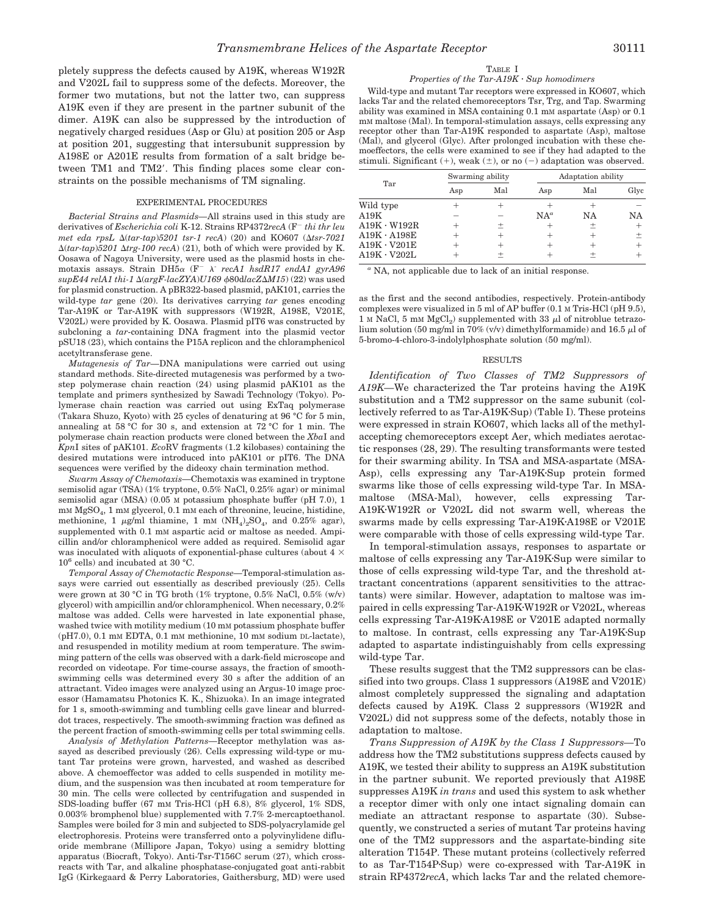pletely suppress the defects caused by A19K, whereas W192R and V202L fail to suppress some of the defects. Moreover, the former two mutations, but not the latter two, can suppress A19K even if they are present in the partner subunit of the dimer. A19K can also be suppressed by the introduction of negatively charged residues (Asp or Glu) at position 205 or Asp at position 201, suggesting that intersubunit suppression by A198E or A201E results from formation of a salt bridge between TM1 and TM2′. This finding places some clear constraints on the possible mechanisms of TM signaling.

## EXPERIMENTAL PROCEDURES

*Bacterial Strains and Plasmids*—All strains used in this study are derivatives of *Escherichia coli* K-12. Strains RP4372*recA* (F⁻ *thi thr leu met eda rpsL* Δ(*tar-tap*)*5201 tsr-1 recA*) (20) and KO607 (Δ*tsr-7021* Δ(*tar-tap*)*5201* Δ*trg-100 recA*) (21), both of which were provided by K. Oosawa of Nagoya University, were used as the plasmid hosts in chemotaxis assays. Strain DH5α (F⁻ λ⁻ *recA1 hsdR17 endA1 gyrA96 supE44 relA1 thi-1* Δ(*argF-lacZYA*)*U169* φ80d*lac*Z*ΔM15*) (22) was used for plasmid construction. A pBR322-based plasmid, pAK101, carries the wild-type *tar* gene (20). Its derivatives carrying *tar* genes encoding Tar-A19K or Tar-A19K with suppressors (W192R, A198E, V201E, V202L) were provided by K. Oosawa. Plasmid pIT6 was constructed by subcloning a *tar*-containing DNA fragment into the plasmid vector pSU18 (23), which contains the P15A replicon and the chloramphenicol acetyltransferase gene.

*Mutagenesis of Tar*—DNA manipulations were carried out using standard methods. Site-directed mutagenesis was performed by a two-step polymerase chain reaction (24) using plasmid pAK101 as the template and primers synthesized by Sawadi Technology (Tokyo). Polymerase chain reaction was carried out using ExTaq polymerase (Takara Shuzo, Kyoto) with 25 cycles of denaturing at 96 °C for 5 min, annealing at 58 °C for 30 s, and extension at 72 °C for 1 min. The polymerase chain reaction products were cloned between the *Xba*I and *Kpn*I sites of pAK101. *Eco*RV fragments (1.2 kilobases) containing the desired mutations were introduced into pAK101 or pIT6. The DNA sequences were verified by the dideoxy chain termination method.

*Swarm Assay of Chemotaxis*—Chemotaxis was examined in tryptone semisolid agar (TSA) (1% tryptone, 0.5% NaCl, 0.25% agar) or minimal semisolid agar (MSA) (0.05 M potassium phosphate buffer (pH 7.0), 1 mM $MgSO_4$, 1 mM glycerol, 0.1 mM each of threonine, leucine, histidine, methionine, 1 μg/ml thiamine, 1 mM $(NH_4)_2SO_4$, and 0.25% agar), supplemented with 0.1 mM aspartic acid or maltose as needed. Ampicillin and/or chloramphenicol were added as required. Semisolid agar was inoculated with aliquots of exponential-phase cultures (about $4 \times 10^6$ cells) and incubated at 30 °C.

*Temporal Assay of Chemotactic Response*—Temporal-stimulation assays were carried out essentially as described previously (25). Cells were grown at 30 °C in TG broth (1% tryptone, 0.5% NaCl, 0.5% (w/v) glycerol) with ampicillin and/or chloramphenicol. When necessary, 0.2% maltose was added. Cells were harvested in late exponential phase, washed twice with motility medium (10 mM potassium phosphate buffer (pH7.0), 0.1 mM EDTA, 0.1 mM methionine, 10 mM sodium DL-lactate), and resuspended in motility medium at room temperature. The swimming pattern of the cells was observed with a dark-field microscope and recorded on videotape. For time-course assays, the fraction of smooth-swimming cells was determined every 30 s after the addition of an attractant. Video images were analyzed using an Argus-10 image processor (Hamamatsu Photonics K. K., Shizuoka). In an image integrated for 1 s, smooth-swimming and tumbling cells gave linear and blurred-dot traces, respectively. The smooth-swimming fraction was defined as the percent fraction of smooth-swimming cells per total swimming cells.

*Analysis of Methylation Patterns*—Receptor methylation was assayed as described previously (26). Cells expressing wild-type or mutant Tar proteins were grown, harvested, and washed as described above. A chemoeffector was added to cells suspended in motility medium, and the suspension was then incubated at room temperature for 30 min. The cells were collected by centrifugation and suspended in SDS-loading buffer (67 mM Tris-HCl (pH 6.8), 8% glycerol, 1% SDS, 0.003% bromphenol blue) supplemented with 7.7% 2-mercaptoethanol. Samples were boiled for 3 min and subjected to SDS-polyacrylamide gel electrophoresis. Proteins were transferred onto a polyvinylidene difluoride membrane (Millipore Japan, Tokyo) using a semidry blotting apparatus (Biocraft, Tokyo). Anti-Tsr-T156C serum (27), which cross-reacts with Tar, and alkaline phosphatase-conjugated goat anti-rabbit IgG (Kirkegaard & Perry Laboratories, Gaithersburg, MD) were used as the first and the second antibodies, respectively. Protein-antibody complexes were visualized in 5 ml of AP buffer (0.1 M Tris-HCl (pH 9.5), 1 M NaCl, 5 mM $MgCl_2$) supplemented with 33 μl of nitroblue tetrazolium solution (50 mg/ml in 70% (v/v) dimethylformamide) and 16.5 μl of 5-bromo-4-chloro-3-indolylphosphate solution (50 mg/ml).

TABLE I
*Properties of the Tar-A19K · Sup homodimers*

Wild-type and mutant Tar receptors were expressed in KO607, which lacks Tar and the related chemoreceptors Tsr, Trg, and Tap. Swarming ability was examined in MSA containing 0.1 mM aspartate (Asp) or 0.1 mM maltose (Mal). In temporal-stimulation assays, cells expressing any receptor other than Tar-A19K responded to aspartate (Asp), maltose (Mal), and glycerol (Glyc). After prolonged incubation with these chemoeffectors, the cells were examined to see if they had adapted to the stimuli. Significant (+), weak (±), or no (−) adaptation was observed.

| Tar | Swarming ability | | Adaptation ability | | |
|---|---|---|---|---|---|
| | Asp | Mal | Asp | Mal | Glyc |
| Wild type | + | + | + | + | − |
| A19K | − | − | NA[a] | NA | NA |
| A19K · W192R | + | ± | + | ± | + |
| A19K · A198E | + | + | + | + | ± |
| A19K · V201E | + | + | + | + | + |
| A19K · V202L | + | ± | + | ± | + |

[a] NA, not applicable due to lack of an initial response.

## RESULTS

*Identification of Two Classes of TM2 Suppressors of A19K*—We characterized the Tar proteins having the A19K substitution and a TM2 suppressor on the same subunit (collectively referred to as Tar-A19K·Sup) (Table I). These proteins were expressed in strain KO607, which lacks all of the methyl-accepting chemoreceptors except Aer, which mediates aerotactic responses (28, 29). The resulting transformants were tested for their swarming ability. In TSA and MSA-aspartate (MSA-Asp), cells expressing any Tar-A19K·Sup protein formed swarms like those of cells expressing wild-type Tar. In MSA-maltose (MSA-Mal), however, cells expressing Tar-A19K·W192R or V202L did not swarm well, whereas the swarms made by cells expressing Tar-A19K·A198E or V201E were comparable with those of cells expressing wild-type Tar.

In temporal-stimulation assays, responses to aspartate or maltose of cells expressing any Tar-A19K·Sup were similar to those of cells expressing wild-type Tar, and the threshold attractant concentrations (apparent sensitivities to the attractants) were similar. However, adaptation to maltose was impaired in cells expressing Tar-A19K·W192R or V202L, whereas cells expressing Tar-A19K·A198E or V201E adapted normally to maltose. In contrast, cells expressing any Tar-A19K·Sup adapted to aspartate indistinguishably from cells expressing wild-type Tar.

These results suggest that the TM2 suppressors can be classified into two groups. Class 1 suppressors (A198E and V201E) almost completely suppressed the signaling and adaptation defects caused by A19K. Class 2 suppressors (W192R and V202L) did not suppress some of the defects, notably those in adaptation to maltose.

*Trans Suppression of A19K by the Class 1 Suppressors*—To address how the TM2 substitutions suppress defects caused by A19K, we tested their ability to suppress an A19K substitution in the partner subunit. We reported previously that A198E suppresses A19K *in trans* and used this system to ask whether a receptor dimer with only one intact signaling domain can mediate an attractant response to aspartate (30). Subsequently, we constructed a series of mutant Tar proteins having one of the TM2 suppressors and the aspartate-binding site alteration T154P. These mutant proteins (collectively referred to as Tar-T154P·Sup) were co-expressed with Tar-A19K in strain RP4372*recA*, which lacks Tar and the related chemore-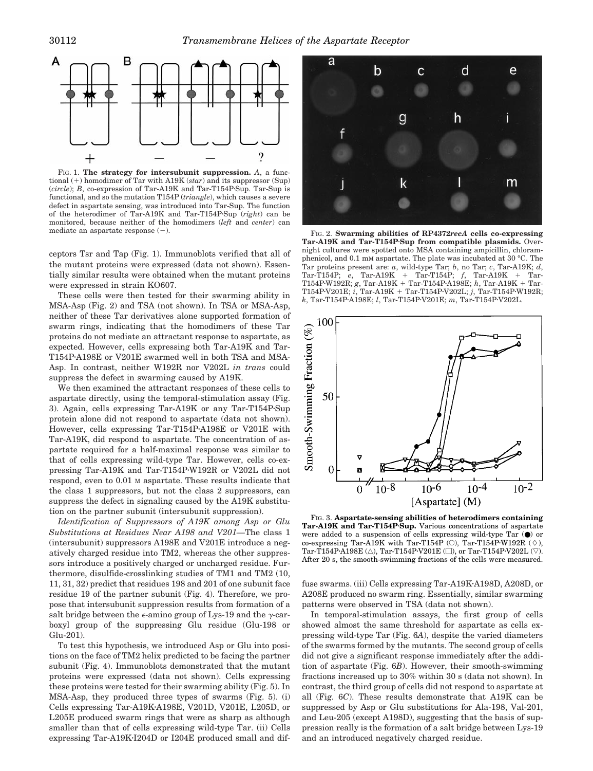FIG. 1. **The strategy for intersubunit suppression.** *A*, a functional (+) homodimer of Tar with A19K (*star*) and its suppressor (Sup) (*circle*); *B*, co-expression of Tar-A19K and Tar-T154P·Sup. Tar-Sup is functional, and so the mutation T154P (*triangle*), which causes a severe defect in aspartate sensing, was introduced into Tar-Sup. The function of the heterodimer of Tar-A19K and Tar-T154P·Sup (*right*) can be monitored, because neither of the homodimers (*left* and *center*) can mediate an aspartate response (−).

ceptors Tsr and Tap (Fig. 1). Immunoblots verified that all of the mutant proteins were expressed (data not shown). Essentially similar results were obtained when the mutant proteins were expressed in strain KO607.

These cells were then tested for their swarming ability in MSA-Asp (Fig. 2) and TSA (not shown). In TSA or MSA-Asp, neither of these Tar derivatives alone supported formation of swarm rings, indicating that the homodimers of these Tar proteins do not mediate an attractant response to aspartate, as expected. However, cells expressing both Tar-A19K and Tar-T154P·A198E or V201E swarmed well in both TSA and MSA-Asp. In contrast, neither W192R nor V202L *in trans* could suppress the defect in swarming caused by A19K.

We then examined the attractant responses of these cells to aspartate directly, using the temporal-stimulation assay (Fig. 3). Again, cells expressing Tar-A19K or any Tar-T154P·Sup protein alone did not respond to aspartate (data not shown). However, cells expressing Tar-T154P·A198E or V201E with Tar-A19K, did respond to aspartate. The concentration of aspartate required for a half-maximal response was similar to that of cells expressing wild-type Tar. However, cells co-expressing Tar-A19K and Tar-T154P·W192R or V202L did not respond, even to 0.01 M aspartate. These results indicate that the class 1 suppressors, but not the class 2 suppressors, can suppress the defect in signaling caused by the A19K substitution on the partner subunit (intersubunit suppression).

*Identification of Suppressors of A19K among Asp or Glu Substitutions at Residues Near A198 and V201*—The class 1 (intersubunit) suppressors A198E and V201E introduce a negatively charged residue into TM2, whereas the other suppressors introduce a positively charged or uncharged residue. Furthermore, disulfide-crosslinking studies of TM1 and TM2 (10, 11, 31, 32) predict that residues 198 and 201 of one subunit face residue 19 of the partner subunit (Fig. 4). Therefore, we propose that intersubunit suppression results from formation of a salt bridge between the ε-amino group of Lys-19 and the γ-carboxyl group of the suppressing Glu residue (Glu-198 or Glu-201).

To test this hypothesis, we introduced Asp or Glu into positions on the face of TM2 helix predicted to be facing the partner subunit (Fig. 4). Immunoblots demonstrated that the mutant proteins were expressed (data not shown). Cells expressing these proteins were tested for their swarming ability (Fig. 5). In MSA-Asp, they produced three types of swarms (Fig. 5). (i) Cells expressing Tar-A19K·A198E, V201D, V201E, L205D, or L205E produced swarm rings that were as sharp as although smaller than that of cells expressing wild-type Tar. (ii) Cells expressing Tar-A19K·I204D or I204E produced small and diffuse swarms. (iii) Cells expressing Tar-A19K·A198D, A208D, or A208E produced no swarm ring. Essentially, similar swarming patterns were observed in TSA (data not shown).

FIG. 2. **Swarming abilities of RP4372*recA* cells co-expressing Tar-A19K and Tar-T154P·Sup from compatible plasmids.** Overnight cultures were spotted onto MSA containing ampicillin, chloramphenicol, and 0.1 mM aspartate. The plate was incubated at 30 °C. The Tar proteins present are: *a*, wild-type Tar; *b*, no Tar; *c*, Tar-A19K; *d*, Tar-T154P; *e*, Tar-A19K + Tar-T154P; *f*, Tar-A19K + Tar-T154P·W192R; *g*, Tar-A19K + Tar-T154P·A198E; *h*, Tar-A19K + Tar-T154P·V201E; *i*, Tar-A19K + Tar-T154P·V202L; *j*, Tar-T154P·W192R; *k*, Tar-T154P·A198E; *l*, Tar-T154P·V201E; *m*, Tar-T154P·V202L.

FIG. 3. **Aspartate-sensing abilities of heterodimers containing Tar-A19K and Tar-T154P·Sup.** Various concentrations of aspartate were added to a suspension of cells expressing wild-type Tar (●) or co-expressing Tar-A19K with Tar-T154P (○), Tar-T154P·W192R (◇), Tar-T154P·A198E (△), Tar-T154P·V201E (□), or Tar-T154P·V202L (▽). After 20 s, the smooth-swimming fractions of the cells were measured.

In temporal-stimulation assays, the first group of cells showed almost the same threshold for aspartate as cells expressing wild-type Tar (Fig. 6*A*), despite the varied diameters of the swarms formed by the mutants. The second group of cells did not give a significant response immediately after the addition of aspartate (Fig. 6*B*). However, their smooth-swimming fractions increased up to 30% within 30 s (data not shown). In contrast, the third group of cells did not respond to aspartate at all (Fig. 6*C*). These results demonstrate that A19K can be suppressed by Asp or Glu substitutions for Ala-198, Val-201, and Leu-205 (except A198D), suggesting that the basis of suppression really is the formation of a salt bridge between Lys-19 and an introduced negatively charged residue.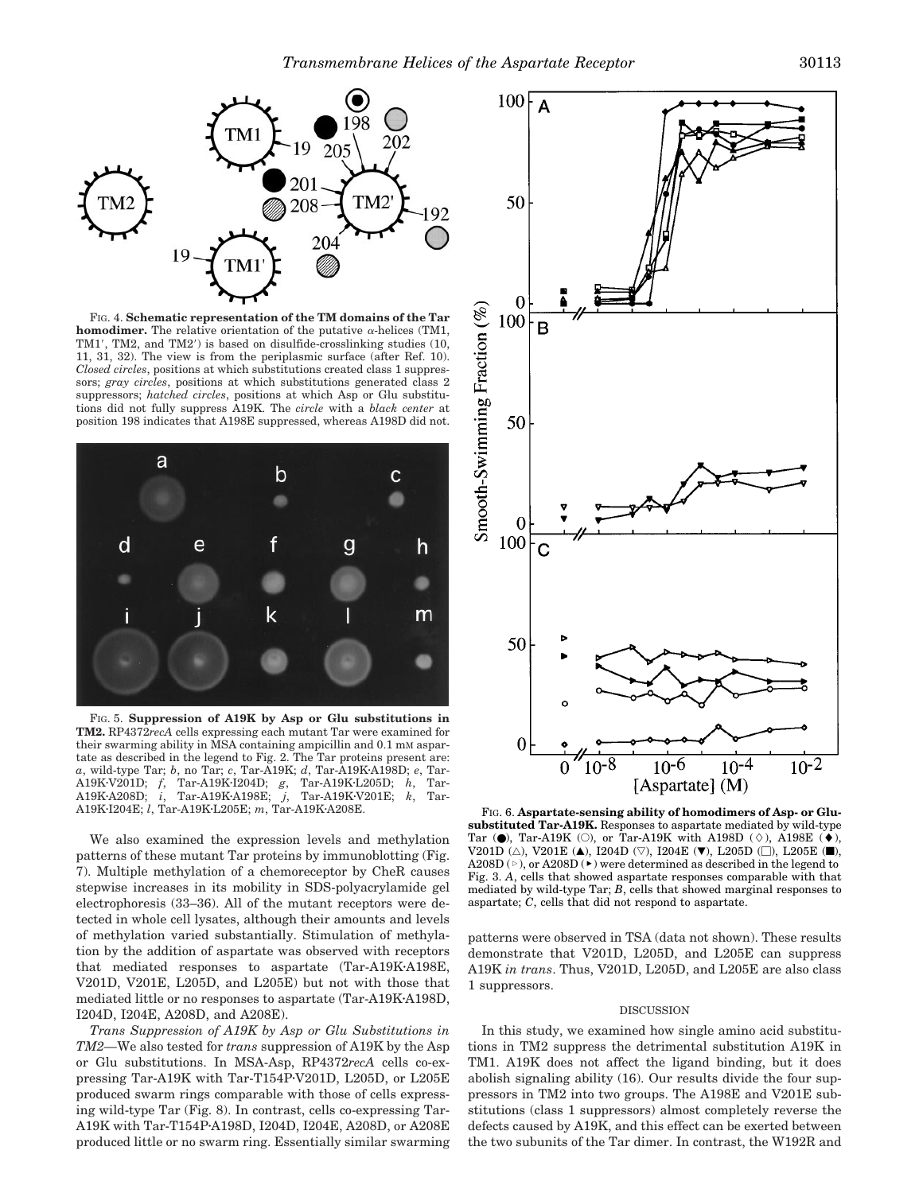FIG. 4. **Schematic representation of the TM domains of the Tar homodimer.** The relative orientation of the putative α-helices (TM1, TM1′, TM2, and TM2′) is based on disulfide-crosslinking studies (10, 11, 31, 32). The view is from the periplasmic surface (after Ref. 10). *Closed circles*, positions at which substitutions created class 1 suppressors; *gray circles*, positions at which substitutions generated class 2 suppressors; *hatched circles*, positions at which Asp or Glu substitutions did not fully suppress A19K. The *circle* with a *black center* at position 198 indicates that A198E suppressed, whereas A198D did not.

FIG. 5. **Suppression of A19K by Asp or Glu substitutions in TM2.** RP4372*recA* cells expressing each mutant Tar were examined for their swarming ability in MSA containing ampicillin and 0.1 mM aspartate as described in the legend to Fig. 2. The Tar proteins present are: *a*, wild-type Tar; *b*, no Tar; *c*, Tar-A19K; *d*, Tar-A19K·A198D; *e*, Tar-A19K·V201D; *f*, Tar-A19K·I204D; *g*, Tar-A19K·L205D; *h*, Tar-A19K·A208D; *i*, Tar-A19K·A198E; *j*, Tar-A19K·V201E; *k*, Tar-A19K·I204E; *l*, Tar-A19K·L205E; *m*, Tar-A19K·A208E.

We also examined the expression levels and methylation patterns of these mutant Tar proteins by immunoblotting (Fig. 7). Multiple methylation of a chemoreceptor by CheR causes stepwise increases in its mobility in SDS-polyacrylamide gel electrophoresis (33–36). All of the mutant receptors were detected in whole cell lysates, although their amounts and levels of methylation varied substantially. Stimulation of methylation by the addition of aspartate was observed with receptors that mediated responses to aspartate (Tar-A19K·A198E, V201D, V201E, L205D, and L205E) but not with those that mediated little or no responses to aspartate (Tar-A19K·A198D, I204D, I204E, A208D, and A208E).

*Trans Suppression of A19K by Asp or Glu Substitutions in TM2*—We also tested for *trans* suppression of A19K by the Asp or Glu substitutions. In MSA-Asp, RP4372*recA* cells co-expressing Tar-A19K with Tar-T154P·V201D, L205D, or L205E produced swarm rings comparable with those of cells expressing wild-type Tar (Fig. 8). In contrast, cells co-expressing Tar-A19K with Tar-T154P·A198D, I204D, I204E, A208D, or A208E produced little or no swarm ring. Essentially similar swarming patterns were observed in TSA (data not shown). These results demonstrate that V201D, L205D, and L205E can suppress A19K *in trans*. Thus, V201D, L205D, and L205E are also class 1 suppressors.

FIG. 6. **Aspartate-sensing ability of homodimers of Asp- or Glu-substituted Tar-A19K.** Responses to aspartate mediated by wild-type Tar (●), Tar-A19K (○), or Tar-A19K with A198D (◇), A198E (◆), V201D (△), V201E (▲), I204D (▽), I204E (▼), L205D (□), L205E (■), A208D (▷), or A208D (▶) were determined as described in the legend to Fig. 3. *A*, cells that showed aspartate responses comparable with that mediated by wild-type Tar; *B*, cells that showed marginal responses to aspartate; *C*, cells that did not respond to aspartate.

## DISCUSSION

In this study, we examined how single amino acid substitutions in TM2 suppress the detrimental substitution A19K in TM1. A19K does not affect the ligand binding, but it does abolish signaling ability (16). Our results divide the four suppressors in TM2 into two groups. The A198E and V201E substitutions (class 1 suppressors) almost completely reverse the defects caused by A19K, and this effect can be exerted between the two subunits of the Tar dimer. In contrast, the W192R and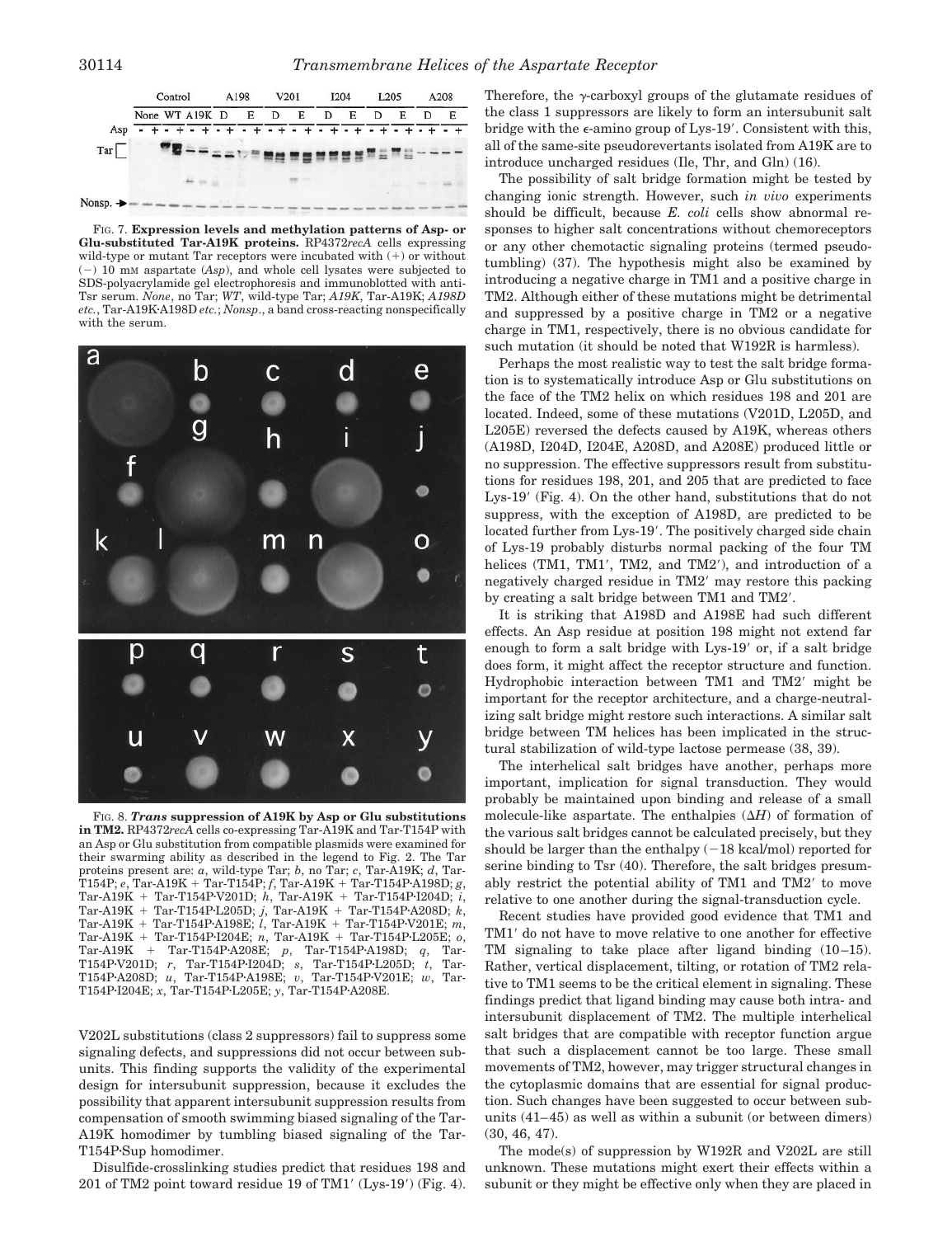FIG. 7. **Expression levels and methylation patterns of Asp- or Glu-substituted Tar-A19K proteins.** RP4372*recA* cells expressing wild-type or mutant Tar receptors were incubated with (+) or without (−) 10 mM aspartate (*Asp*), and whole cell lysates were subjected to SDS-polyacrylamide gel electrophoresis and immunoblotted with anti-Tsr serum. *None*, no Tar; *WT*, wild-type Tar; *A19K*, Tar-A19K; *A198D etc.*, Tar-A19K·A198D *etc.*; *Nonsp*., a band cross-reacting nonspecifically with the serum.

FIG. 8. ***Trans* suppression of A19K by Asp or Glu substitutions in TM2.** RP4372*recA* cells co-expressing Tar-A19K and Tar-T154P with an Asp or Glu substitution from compatible plasmids were examined for their swarming ability as described in the legend to Fig. 2. The Tar proteins present are: *a*, wild-type Tar; *b*, no Tar; *c*, Tar-A19K; *d*, Tar-T154P; *e*, Tar-A19K + Tar-T154P; *f*, Tar-A19K + Tar-T154P·A198D; *g*, Tar-A19K + Tar-T154P·V201D; *h*, Tar-A19K + Tar-T154P·I204D; *i*, Tar-A19K + Tar-T154P·L205D; *j*, Tar-A19K + Tar-T154P·A208D; *k*, Tar-A19K + Tar-T154P·A198E; *l*, Tar-A19K + Tar-T154P·V201E; *m*, Tar-A19K + Tar-T154P·I204E; *n*, Tar-A19K + Tar-T154P·L205E; *o*, Tar-A19K + Tar-T154P·A208E; *p*, Tar-T154P·A198D; *q*, Tar-T154P·V201D; *r*, Tar-T154P·I204D; *s*, Tar-T154P·L205D; *t*, Tar-T154P·A208D; *u*, Tar-T154P·A198E; *v*, Tar-T154P·V201E; *w*, Tar-T154P·I204E; *x*, Tar-T154P·L205E; *y*, Tar-T154P·A208E.

V202L substitutions (class 2 suppressors) fail to suppress some signaling defects, and suppressions did not occur between subunits. This finding supports the validity of the experimental design for intersubunit suppression, because it excludes the possibility that apparent intersubunit suppression results from compensation of smooth swimming biased signaling of the Tar-A19K homodimer by tumbling biased signaling of the Tar-T154P·Sup homodimer.

Disulfide-crosslinking studies predict that residues 198 and 201 of TM2 point toward residue 19 of TM1′ (Lys-19′) (Fig. 4). Therefore, the γ-carboxyl groups of the glutamate residues of the class 1 suppressors are likely to form an intersubunit salt bridge with the ε-amino group of Lys-19′. Consistent with this, all of the same-site pseudorevertants isolated from A19K are to introduce uncharged residues (Ile, Thr, and Gln) (16).

The possibility of salt bridge formation might be tested by changing ionic strength. However, such *in vivo* experiments should be difficult, because *E. coli* cells show abnormal responses to higher salt concentrations without chemoreceptors or any other chemotactic signaling proteins (termed pseudotumbling) (37). The hypothesis might also be examined by introducing a negative charge in TM1 and a positive charge in TM2. Although either of these mutations might be detrimental and suppressed by a positive charge in TM2 or a negative charge in TM1, respectively, there is no obvious candidate for such mutation (it should be noted that W192R is harmless).

Perhaps the most realistic way to test the salt bridge formation is to systematically introduce Asp or Glu substitutions on the face of the TM2 helix on which residues 198 and 201 are located. Indeed, some of these mutations (V201D, L205D, and L205E) reversed the defects caused by A19K, whereas others (A198D, I204D, I204E, A208D, and A208E) produced little or no suppression. The effective suppressors result from substitutions for residues 198, 201, and 205 that are predicted to face Lys-19′ (Fig. 4). On the other hand, substitutions that do not suppress, with the exception of A198D, are predicted to be located further from Lys-19′. The positively charged side chain of Lys-19 probably disturbs normal packing of the four TM helices (TM1, TM1′, TM2, and TM2′), and introduction of a negatively charged residue in TM2′ may restore this packing by creating a salt bridge between TM1 and TM2′.

It is striking that A198D and A198E had such different effects. An Asp residue at position 198 might not extend far enough to form a salt bridge with Lys-19′ or, if a salt bridge does form, it might affect the receptor structure and function. Hydrophobic interaction between TM1 and TM2′ might be important for the receptor architecture, and a charge-neutralizing salt bridge might restore such interactions. A similar salt bridge between TM helices has been implicated in the structural stabilization of wild-type lactose permease (38, 39).

The interhelical salt bridges have another, perhaps more important, implication for signal transduction. They would probably be maintained upon binding and release of a small molecule-like aspartate. The enthalpies ($\Delta H$) of formation of the various salt bridges cannot be calculated precisely, but they should be larger than the enthalpy (−18 kcal/mol) reported for serine binding to Tsr (40). Therefore, the salt bridges presumably restrict the potential ability of TM1 and TM2′ to move relative to one another during the signal-transduction cycle.

Recent studies have provided good evidence that TM1 and TM1′ do not have to move relative to one another for effective TM signaling to take place after ligand binding (10–15). Rather, vertical displacement, tilting, or rotation of TM2 relative to TM1 seems to be the critical element in signaling. These findings predict that ligand binding may cause both intra- and intersubunit displacement of TM2. The multiple interhelical salt bridges that are compatible with receptor function argue that such a displacement cannot be too large. These small movements of TM2, however, may trigger structural changes in the cytoplasmic domains that are essential for signal production. Such changes have been suggested to occur between subunits (41–45) as well as within a subunit (or between dimers) (30, 46, 47).

The mode(s) of suppression by W192R and V202L are still unknown. These mutations might exert their effects within a subunit or they might be effective only when they are placed in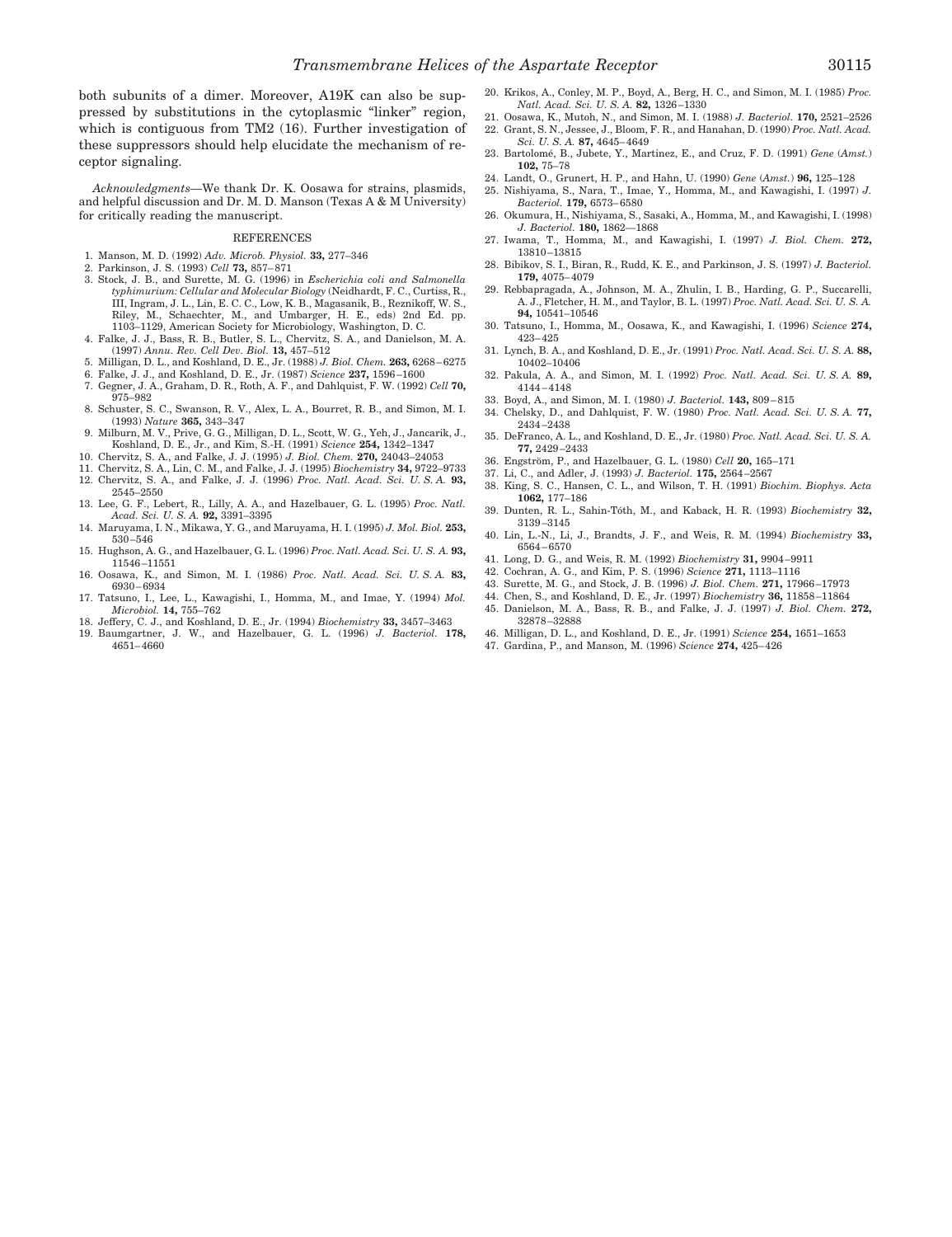both subunits of a dimer. Moreover, A19K can also be suppressed by substitutions in the cytoplasmic "linker" region, which is contiguous from TM2 (16). Further investigation of these suppressors should help elucidate the mechanism of receptor signaling.

*Acknowledgments*—We thank Dr. K. Oosawa for strains, plasmids, and helpful discussion and Dr. M. D. Manson (Texas A & M University) for critically reading the manuscript.

## REFERENCES

1. Manson, M. D. (1992) *Adv. Microb. Physiol.* **33,** 277–346
2. Parkinson, J. S. (1993) *Cell* **73,** 857–871
3. Stock, J. B., and Surette, M. G. (1996) in *Escherichia coli and Salmonella typhimurium: Cellular and Molecular Biology* (Neidhardt, F. C., Curtiss, R., III, Ingram, J. L., Lin, E. C. C., Low, K. B., Magasanik, B., Reznikoff, W. S., Riley, M., Schaechter, M., and Umbarger, H. E., eds) 2nd Ed. pp. 1103–1129, American Society for Microbiology, Washington, D. C.
4. Falke, J. J., Bass, R. B., Butler, S. L., Chervitz, S. A., and Danielson, M. A. (1997) *Annu. Rev. Cell Dev. Biol.* **13,** 457–512
5. Milligan, D. L., and Koshland, D. E., Jr. (1988) *J. Biol. Chem.* **263,** 6268–6275
6. Falke, J. J., and Koshland, D. E., Jr. (1987) *Science* **237,** 1596–1600
7. Gegner, J. A., Graham, D. R., Roth, A. F., and Dahlquist, F. W. (1992) *Cell* **70,** 975–982
8. Schuster, S. C., Swanson, R. V., Alex, L. A., Bourret, R. B., and Simon, M. I. (1993) *Nature* **365,** 343–347
9. Milburn, M. V., Prive, G. G., Milligan, D. L., Scott, W. G., Yeh, J., Jancarik, J., Koshland, D. E., Jr., and Kim, S.-H. (1991) *Science* **254,** 1342–1347
10. Chervitz, S. A., and Falke, J. J. (1995) *J. Biol. Chem.* **270,** 24043–24053
11. Chervitz, S. A., Lin, C. M., and Falke, J. J. (1995) *Biochemistry* **34,** 9722–9733
12. Chervitz, S. A., and Falke, J. J. (1996) *Proc. Natl. Acad. Sci. U. S. A.* **93,** 2545–2550
13. Lee, G. F., Lebert, R., Lilly, A. A., and Hazelbauer, G. L. (1995) *Proc. Natl. Acad. Sci. U. S. A.* **92,** 3391–3395
14. Maruyama, I. N., Mikawa, Y. G., and Maruyama, H. I. (1995) *J. Mol. Biol.* **253,** 530–546
15. Hughson, A. G., and Hazelbauer, G. L. (1996) *Proc. Natl. Acad. Sci. U. S. A.* **93,** 11546–11551
16. Oosawa, K., and Simon, M. I. (1986) *Proc. Natl. Acad. Sci. U. S. A.* **83,** 6930–6934
17. Tatsuno, I., Lee, L., Kawagishi, I., Homma, M., and Imae, Y. (1994) *Mol. Microbiol.* **14,** 755–762
18. Jeffery, C. J., and Koshland, D. E., Jr. (1994) *Biochemistry* **33,** 3457–3463
19. Baumgartner, J. W., and Hazelbauer, G. L. (1996) *J. Bacteriol.* **178,** 4651–4660
20. Krikos, A., Conley, M. P., Boyd, A., Berg, H. C., and Simon, M. I. (1985) *Proc. Natl. Acad. Sci. U. S. A.* **82,** 1326–1330
21. Oosawa, K., Mutoh, N., and Simon, M. I. (1988) *J. Bacteriol.* **170,** 2521–2526
22. Grant, S. N., Jessee, J., Bloom, F. R., and Hanahan, D. (1990) *Proc. Natl. Acad. Sci. U. S. A.* **87,** 4645–4649
23. Bartolomé, B., Jubete, Y., Martinez, E., and Cruz, F. D. (1991) *Gene (Amst.)* **102,** 75–78
24. Landt, O., Grunert, H. P., and Hahn, U. (1990) *Gene (Amst.)* **96,** 125–128
25. Nishiyama, S., Nara, T., Imae, Y., Homma, M., and Kawagishi, I. (1997) *J. Bacteriol.* **179,** 6573–6580
26. Okumura, H., Nishiyama, S., Sasaki, A., Homma, M., and Kawagishi, I. (1998) *J. Bacteriol.* **180,** 1862—1868
27. Iwama, T., Homma, M., and Kawagishi, I. (1997) *J. Biol. Chem.* **272,** 13810–13815
28. Bibikov, S. I., Biran, R., Rudd, K. E., and Parkinson, J. S. (1997) *J. Bacteriol.* **179,** 4075–4079
29. Rebbapragada, A., Johnson, M. A., Zhulin, I. B., Harding, G. P., Succarelli, A. J., Fletcher, H. M., and Taylor, B. L. (1997) *Proc. Natl. Acad. Sci. U. S. A.* **94,** 10541–10546
30. Tatsuno, I., Homma, M., Oosawa, K., and Kawagishi, I. (1996) *Science* **274,** 423–425
31. Lynch, B. A., and Koshland, D. E., Jr. (1991) *Proc. Natl. Acad. Sci. U. S. A.* **88,** 10402–10406
32. Pakula, A. A., and Simon, M. I. (1992) *Proc. Natl. Acad. Sci. U. S. A.* **89,** 4144–4148
33. Boyd, A., and Simon, M. I. (1980) *J. Bacteriol.* **143,** 809–815
34. Chelsky, D., and Dahlquist, F. W. (1980) *Proc. Natl. Acad. Sci. U. S. A.* **77,** 2434–2438
35. DeFranco, A. L., and Koshland, D. E., Jr. (1980) *Proc. Natl. Acad. Sci. U. S. A.* **77,** 2429–2433
36. Engström, P., and Hazelbauer, G. L. (1980) *Cell* **20,** 165–171
37. Li, C., and Adler, J. (1993) *J. Bacteriol.* **175,** 2564–2567
38. King, S. C., Hansen, C. L., and Wilson, T. H. (1991) *Biochim. Biophys. Acta* **1062,** 177–186
39. Dunten, R. L., Sahin-Tóth, M., and Kaback, H. R. (1993) *Biochemistry* **32,** 3139–3145
40. Lin, L.-N., Li, J., Brandts, J. F., and Weis, R. M. (1994) *Biochemistry* **33,** 6564–6570
41. Long, D. G., and Weis, R. M. (1992) *Biochemistry* **31,** 9904–9911
42. Cochran, A. G., and Kim, P. S. (1996) *Science* **271,** 1113–1116
43. Surette, M. G., and Stock, J. B. (1996) *J. Biol. Chem.* **271,** 17966–17973
44. Chen, S., and Koshland, D. E., Jr. (1997) *Biochemistry* **36,** 11858–11864
45. Danielson, M. A., Bass, R. B., and Falke, J. J. (1997) *J. Biol. Chem.* **272,** 32878–32888
46. Milligan, D. L., and Koshland, D. E., Jr. (1991) *Science* **254,** 1651–1653
47. Gardina, P., and Manson, M. (1996) *Science* **274,** 425–426